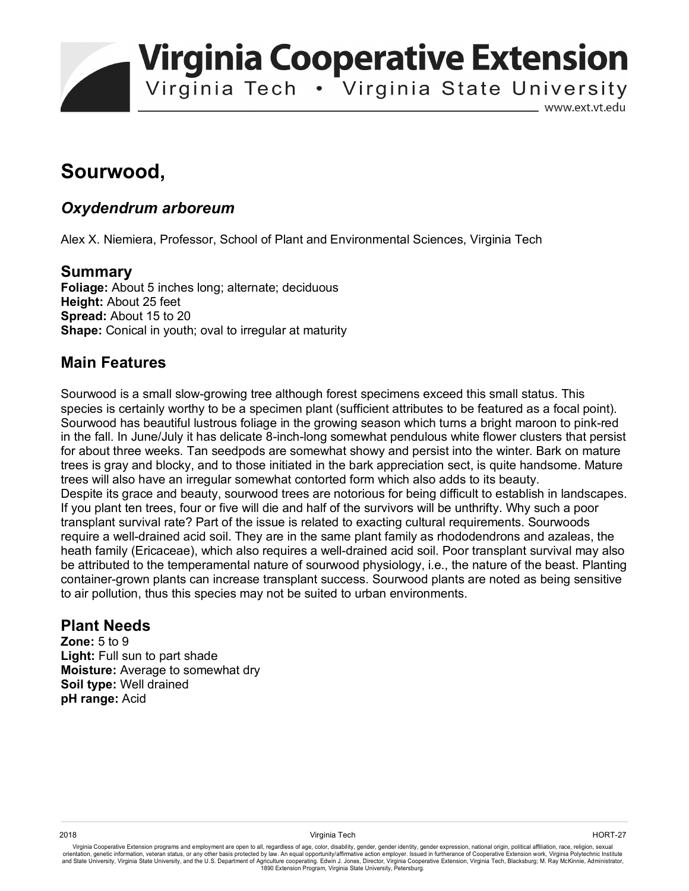# Sourwood,

## *Oxydendrum arboreum*

Alex X. Niemiera, Professor, School of Plant and Environmental Sciences, Virginia Tech

## Summary

**Foliage:** About 5 inches long; alternate; deciduous
**Height:** About 25 feet
**Spread:** About 15 to 20
**Shape:** Conical in youth; oval to irregular at maturity

## Main Features

Sourwood is a small slow-growing tree although forest specimens exceed this small status. This species is certainly worthy to be a specimen plant (sufficient attributes to be featured as a focal point). Sourwood has beautiful lustrous foliage in the growing season which turns a bright maroon to pink-red in the fall. In June/July it has delicate 8-inch-long somewhat pendulous white flower clusters that persist for about three weeks. Tan seedpods are somewhat showy and persist into the winter. Bark on mature trees is gray and blocky, and to those initiated in the bark appreciation sect, is quite handsome. Mature trees will also have an irregular somewhat contorted form which also adds to its beauty.

Despite its grace and beauty, sourwood trees are notorious for being difficult to establish in landscapes. If you plant ten trees, four or five will die and half of the survivors will be unthrifty. Why such a poor transplant survival rate? Part of the issue is related to exacting cultural requirements. Sourwoods require a well-drained acid soil. They are in the same plant family as rhododendrons and azaleas, the heath family (Ericaceae), which also requires a well-drained acid soil. Poor transplant survival may also be attributed to the temperamental nature of sourwood physiology, i.e., the nature of the beast. Planting container-grown plants can increase transplant success. Sourwood plants are noted as being sensitive to air pollution, thus this species may not be suited to urban environments.

## Plant Needs

**Zone:** 5 to 9
**Light:** Full sun to part shade
**Moisture:** Average to somewhat dry
**Soil type:** Well drained
**pH range:** Acid

Virginia Cooperative Extension programs and employment are open to all, regardless of age, color, disability, gender, gender identity, gender expression, national origin, political affiliation, race, religion, sexual orientation, genetic information, veteran status, or any other basis protected by law. An equal opportunity/affirmative action employer. Issued in furtherance of Cooperative Extension work, Virginia Polytechnic Institute and State University, Virginia State University, and the U.S. Department of Agriculture cooperating. Edwin J. Jones, Director, Virginia Cooperative Extension, Virginia Tech, Blacksburg; M. Ray McKinnie, Administrator, 1890 Extension Program, Virginia State University, Petersburg.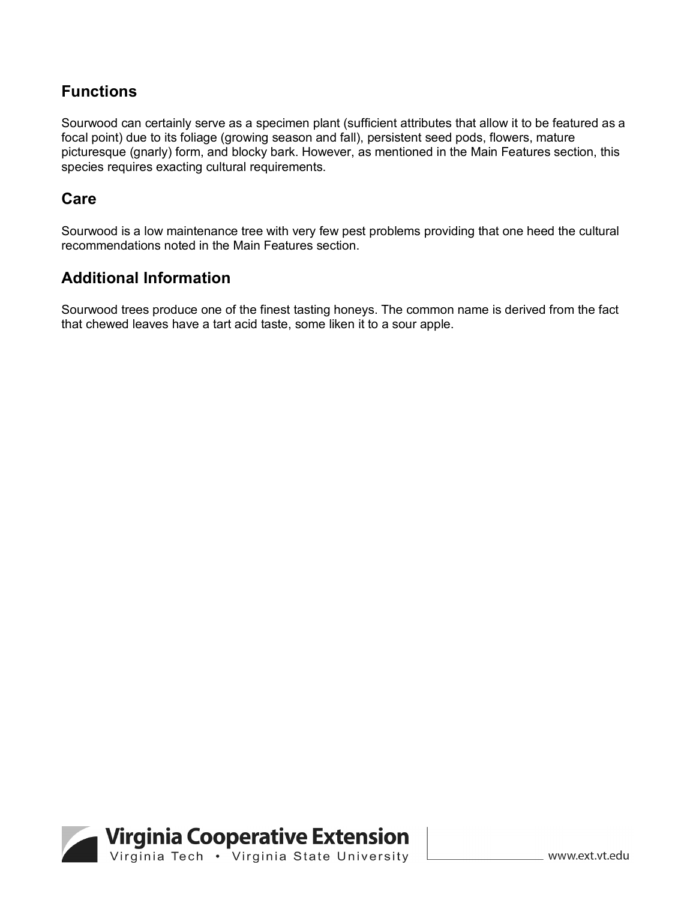## Functions

Sourwood can certainly serve as a specimen plant (sufficient attributes that allow it to be featured as a focal point) due to its foliage (growing season and fall), persistent seed pods, flowers, mature picturesque (gnarly) form, and blocky bark. However, as mentioned in the Main Features section, this species requires exacting cultural requirements.

## Care

Sourwood is a low maintenance tree with very few pest problems providing that one heed the cultural recommendations noted in the Main Features section.

## Additional Information

Sourwood trees produce one of the finest tasting honeys. The common name is derived from the fact that chewed leaves have a tart acid taste, some liken it to a sour apple.

Virginia Cooperative Extension
Virginia Tech • Virginia State University

www.ext.vt.edu